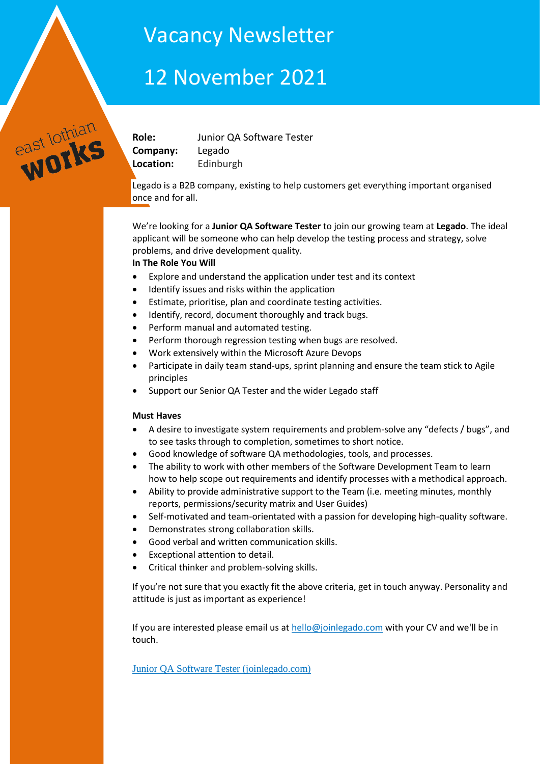# Vacancy Newsletter

# 12 November 2021

east lothian works

**Role:** Junior QA Software Tester
**Company:** Legado
**Location:** Edinburgh

Legado is a B2B company, existing to help customers get everything important organised once and for all.

We're looking for a **Junior QA Software Tester** to join our growing team at **Legado**. The ideal applicant will be someone who can help develop the testing process and strategy, solve problems, and drive development quality.

**In The Role You Will**

- Explore and understand the application under test and its context
- Identify issues and risks within the application
- Estimate, prioritise, plan and coordinate testing activities.
- Identify, record, document thoroughly and track bugs.
- Perform manual and automated testing.
- Perform thorough regression testing when bugs are resolved.
- Work extensively within the Microsoft Azure Devops
- Participate in daily team stand-ups, sprint planning and ensure the team stick to Agile principles
- Support our Senior QA Tester and the wider Legado staff

**Must Haves**

- A desire to investigate system requirements and problem-solve any "defects / bugs", and to see tasks through to completion, sometimes to short notice.
- Good knowledge of software QA methodologies, tools, and processes.
- The ability to work with other members of the Software Development Team to learn how to help scope out requirements and identify processes with a methodical approach.
- Ability to provide administrative support to the Team (i.e. meeting minutes, monthly reports, permissions/security matrix and User Guides)
- Self-motivated and team-orientated with a passion for developing high-quality software.
- Demonstrates strong collaboration skills.
- Good verbal and written communication skills.
- Exceptional attention to detail.
- Critical thinker and problem-solving skills.

If you're not sure that you exactly fit the above criteria, get in touch anyway. Personality and attitude is just as important as experience!

If you are interested please email us at [hello@joinlegado.com](mailto:hello@joinlegado.com) with your CV and we'll be in touch.

[Junior QA Software Tester (joinlegado.com)](https://joinlegado.com)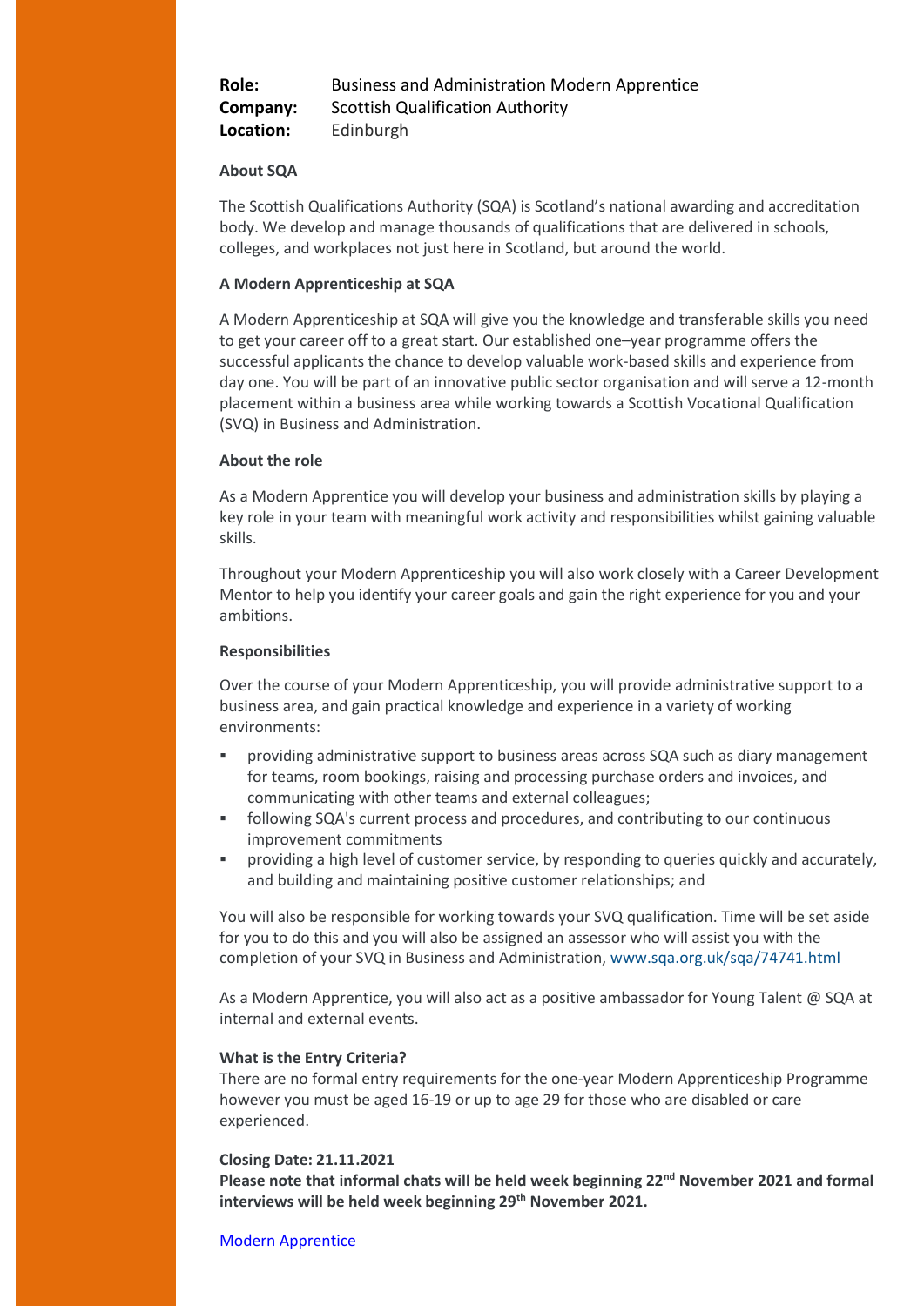**Role:** Business and Administration Modern Apprentice
**Company:** Scottish Qualification Authority
**Location:** Edinburgh

**About SQA**

The Scottish Qualifications Authority (SQA) is Scotland's national awarding and accreditation body. We develop and manage thousands of qualifications that are delivered in schools, colleges, and workplaces not just here in Scotland, but around the world.

**A Modern Apprenticeship at SQA**

A Modern Apprenticeship at SQA will give you the knowledge and transferable skills you need to get your career off to a great start. Our established one–year programme offers the successful applicants the chance to develop valuable work-based skills and experience from day one. You will be part of an innovative public sector organisation and will serve a 12-month placement within a business area while working towards a Scottish Vocational Qualification (SVQ) in Business and Administration.

**About the role**

As a Modern Apprentice you will develop your business and administration skills by playing a key role in your team with meaningful work activity and responsibilities whilst gaining valuable skills.

Throughout your Modern Apprenticeship you will also work closely with a Career Development Mentor to help you identify your career goals and gain the right experience for you and your ambitions.

**Responsibilities**

Over the course of your Modern Apprenticeship, you will provide administrative support to a business area, and gain practical knowledge and experience in a variety of working environments:

- providing administrative support to business areas across SQA such as diary management for teams, room bookings, raising and processing purchase orders and invoices, and communicating with other teams and external colleagues;
- following SQA's current process and procedures, and contributing to our continuous improvement commitments
- providing a high level of customer service, by responding to queries quickly and accurately, and building and maintaining positive customer relationships; and

You will also be responsible for working towards your SVQ qualification. Time will be set aside for you to do this and you will also be assigned an assessor who will assist you with the completion of your SVQ in Business and Administration, [www.sqa.org.uk/sqa/74741.html](www.sqa.org.uk/sqa/74741.html)

As a Modern Apprentice, you will also act as a positive ambassador for Young Talent @ SQA at internal and external events.

**What is the Entry Criteria?**
There are no formal entry requirements for the one-year Modern Apprenticeship Programme however you must be aged 16-19 or up to age 29 for those who are disabled or care experienced.

**Closing Date: 21.11.2021**
**Please note that informal chats will be held week beginning 22nd November 2021 and formal interviews will be held week beginning 29th November 2021.**

[Modern Apprentice]()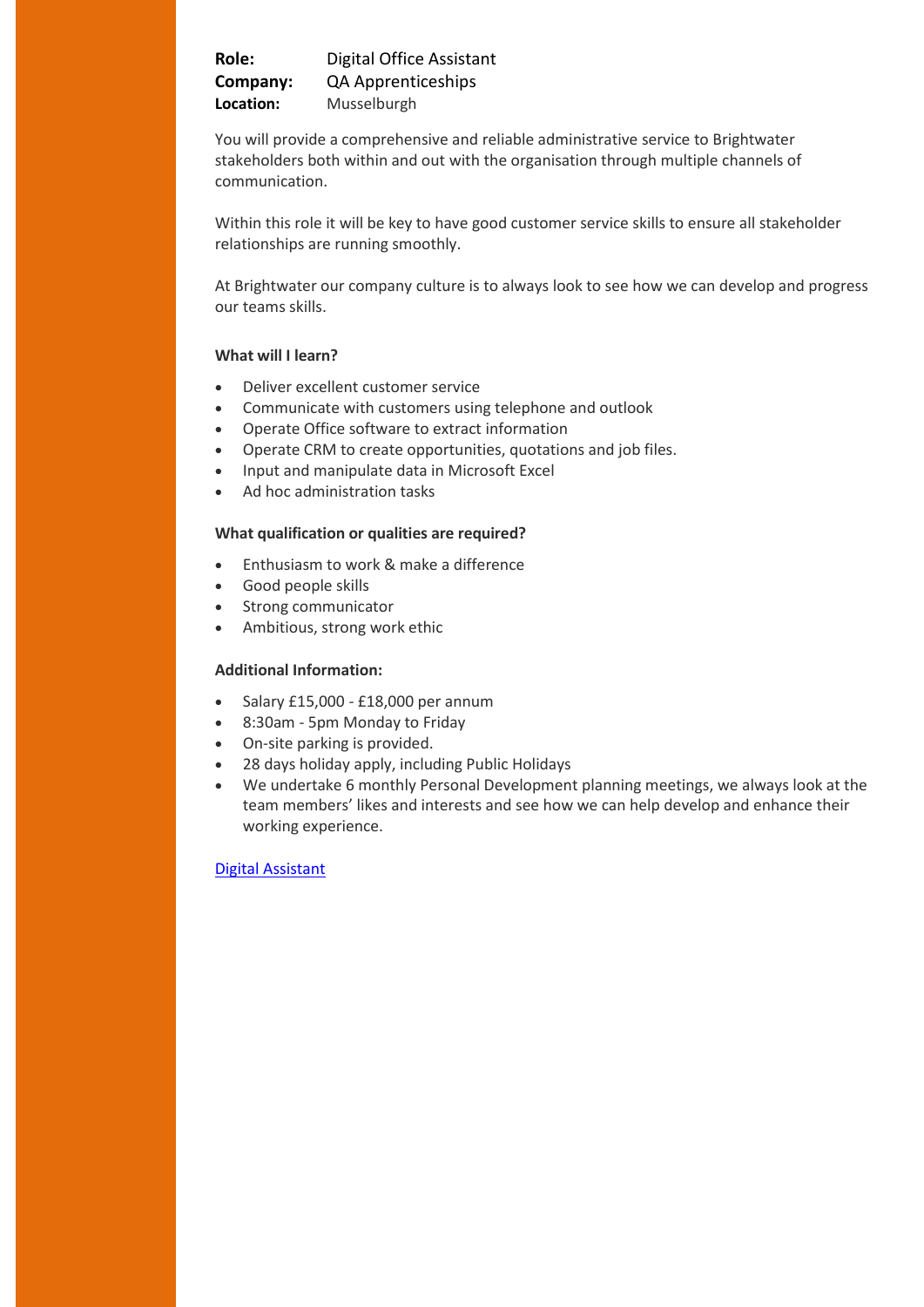**Role:** Digital Office Assistant
**Company:** QA Apprenticeships
**Location:** Musselburgh

You will provide a comprehensive and reliable administrative service to Brightwater stakeholders both within and out with the organisation through multiple channels of communication.

Within this role it will be key to have good customer service skills to ensure all stakeholder relationships are running smoothly.

At Brightwater our company culture is to always look to see how we can develop and progress our teams skills.

**What will I learn?**

- Deliver excellent customer service
- Communicate with customers using telephone and outlook
- Operate Office software to extract information
- Operate CRM to create opportunities, quotations and job files.
- Input and manipulate data in Microsoft Excel
- Ad hoc administration tasks

**What qualification or qualities are required?**

- Enthusiasm to work & make a difference
- Good people skills
- Strong communicator
- Ambitious, strong work ethic

**Additional Information:**

- Salary £15,000 - £18,000 per annum
- 8:30am - 5pm Monday to Friday
- On-site parking is provided.
- 28 days holiday apply, including Public Holidays
- We undertake 6 monthly Personal Development planning meetings, we always look at the team members' likes and interests and see how we can help develop and enhance their working experience.

Digital Assistant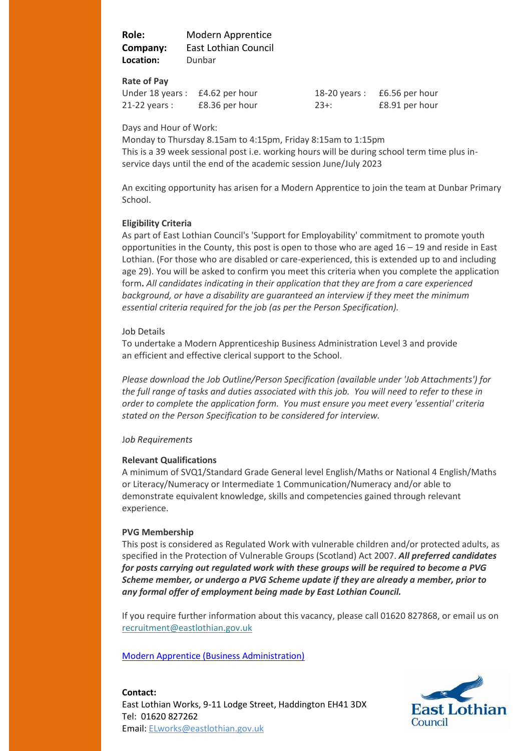**Role:** Modern Apprentice
**Company:** East Lothian Council
**Location:** Dunbar

**Rate of Pay**

| | | | |
|---|---|---|---|
| Under 18 years : | £4.62 per hour | 18-20 years : | £6.56 per hour |
| 21-22 years : | £8.36 per hour | 23+: | £8.91 per hour |

Days and Hour of Work:
Monday to Thursday 8.15am to 4:15pm, Friday 8:15am to 1:15pm
This is a 39 week sessional post i.e. working hours will be during school term time plus in-service days until the end of the academic session June/July 2023

An exciting opportunity has arisen for a Modern Apprentice to join the team at Dunbar Primary School.

**Eligibility Criteria**

As part of East Lothian Council's 'Support for Employability' commitment to promote youth opportunities in the County, this post is open to those who are aged 16 – 19 and reside in East Lothian. (For those who are disabled or care-experienced, this is extended up to and including age 29). You will be asked to confirm you meet this criteria when you complete the application form**.** *All candidates indicating in their application that they are from a care experienced background, or have a disability are guaranteed an interview if they meet the minimum essential criteria required for the job (as per the Person Specification).*

Job Details

To undertake a Modern Apprenticeship Business Administration Level 3 and provide an efficient and effective clerical support to the School.

*Please download the Job Outline/Person Specification (available under 'Job Attachments') for the full range of tasks and duties associated with this job. You will need to refer to these in order to complete the application form. You must ensure you meet every 'essential' criteria stated on the Person Specification to be considered for interview.*

J*ob Requirements*

**Relevant Qualifications**

A minimum of SVQ1/Standard Grade General level English/Maths or National 4 English/Maths or Literacy/Numeracy or Intermediate 1 Communication/Numeracy and/or able to demonstrate equivalent knowledge, skills and competencies gained through relevant experience.

**PVG Membership**

This post is considered as Regulated Work with vulnerable children and/or protected adults, as specified in the Protection of Vulnerable Groups (Scotland) Act 2007. ***All preferred candidates for posts carrying out regulated work with these groups will be required to become a PVG Scheme member, or undergo a PVG Scheme update if they are already a member, prior to any formal offer of employment being made by East Lothian Council.***

If you require further information about this vacancy, please call 01620 827868, or email us on recruitment@eastlothian.gov.uk

Modern Apprentice (Business Administration)

**Contact:**
East Lothian Works, 9-11 Lodge Street, Haddington EH41 3DX
Tel: 01620 827262
Email: ELworks@eastlothian.gov.uk

East Lothian Council